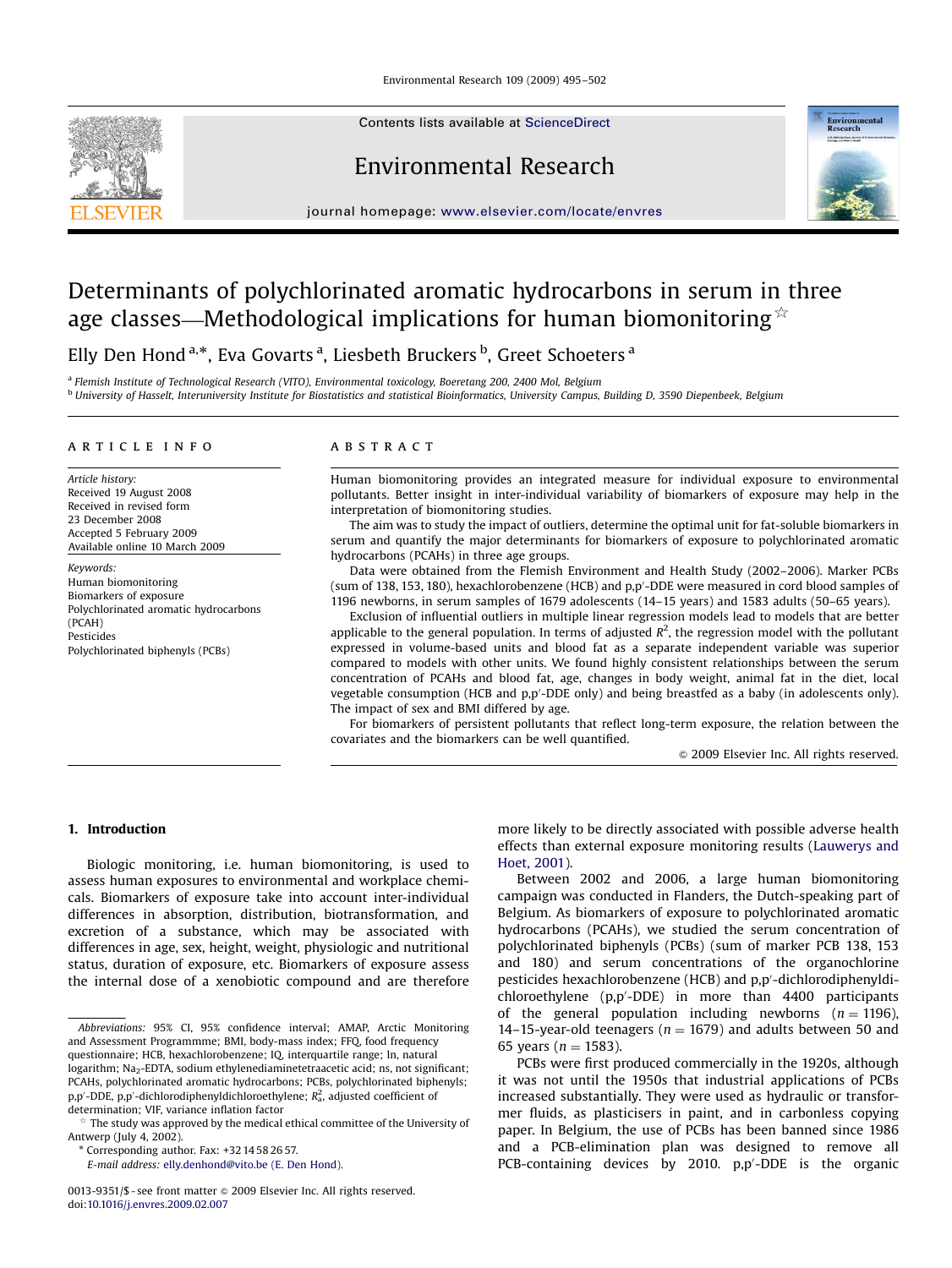# Determinants of polychlorinated aromatic hydrocarbons in serum in three age classes—Methodological implications for human biomonitoring ☆

Elly Den Hond [a,*], Eva Govarts [a], Liesbeth Bruckers [b], Greet Schoeters [a]

[a] Flemish Institute of Technological Research (VITO), Environmental toxicology, Boeretang 200, 2400 Mol, Belgium

[b] University of Hasselt, Interuniversity Institute for Biostatistics and statistical Bioinformatics, University Campus, Building D, 3590 Diepenbeek, Belgium

**ARTICLE INFO**

*Article history:*
Received 19 August 2008
Received in revised form 23 December 2008
Accepted 5 February 2009
Available online 10 March 2009

*Keywords:*
Human biomonitoring
Biomarkers of exposure
Polychlorinated aromatic hydrocarbons (PCAH)
Pesticides
Polychlorinated biphenyls (PCBs)

**ABSTRACT**

Human biomonitoring provides an integrated measure for individual exposure to environmental pollutants. Better insight in inter-individual variability of biomarkers of exposure may help in the interpretation of biomonitoring studies.

The aim was to study the impact of outliers, determine the optimal unit for fat-soluble biomarkers in serum and quantify the major determinants for biomarkers of exposure to polychlorinated aromatic hydrocarbons (PCAHs) in three age groups.

Data were obtained from the Flemish Environment and Health Study (2002–2006). Marker PCBs (sum of 138, 153, 180), hexachlorobenzene (HCB) and p,p′-DDE were measured in cord blood samples of 1196 newborns, in serum samples of 1679 adolescents (14–15 years) and 1583 adults (50–65 years).

Exclusion of influential outliers in multiple linear regression models lead to models that are better applicable to the general population. In terms of adjusted $R^2$, the regression model with the pollutant expressed in volume-based units and blood fat as a separate independent variable was superior compared to models with other units. We found highly consistent relationships between the serum concentration of PCAHs and blood fat, age, changes in body weight, animal fat in the diet, local vegetable consumption (HCB and p,p′-DDE only) and being breastfed as a baby (in adolescents only). The impact of sex and BMI differed by age.

For biomarkers of persistent pollutants that reflect long-term exposure, the relation between the covariates and the biomarkers can be well quantified.

© 2009 Elsevier Inc. All rights reserved.

## 1. Introduction

Biologic monitoring, i.e. human biomonitoring, is used to assess human exposures to environmental and workplace chemicals. Biomarkers of exposure take into account inter-individual differences in absorption, distribution, biotransformation, and excretion of a substance, which may be associated with differences in age, sex, height, weight, physiologic and nutritional status, duration of exposure, etc. Biomarkers of exposure assess the internal dose of a xenobiotic compound and are therefore more likely to be directly associated with possible adverse health effects than external exposure monitoring results (Lauwerys and Hoet, 2001).

Between 2002 and 2006, a large human biomonitoring campaign was conducted in Flanders, the Dutch-speaking part of Belgium. As biomarkers of exposure to polychlorinated aromatic hydrocarbons (PCAHs), we studied the serum concentration of polychlorinated biphenyls (PCBs) (sum of marker PCB 138, 153 and 180) and serum concentrations of the organochlorine pesticides hexachlorobenzene (HCB) and p,p′-dichlorodiphenyldichloroethylene (p,p′-DDE) in more than 4400 participants of the general population including newborns ($n = 1196$), 14–15-year-old teenagers ($n = 1679$) and adults between 50 and 65 years ($n = 1583$).

PCBs were first produced commercially in the 1920s, although it was not until the 1950s that industrial applications of PCBs increased substantially. They were used as hydraulic or transformer fluids, as plasticisers in paint, and in carbonless copying paper. In Belgium, the use of PCBs has been banned since 1986 and a PCB-elimination plan was designed to remove all PCB-containing devices by 2010. p,p′-DDE is the organic

---

*Abbreviations:* 95% CI, 95% confidence interval; AMAP, Arctic Monitoring and Assessment Programmme; BMI, body-mass index; FFQ, food frequency questionnaire; HCB, hexachlorobenzene; IQ, interquartile range; ln, natural logarithm; $Na_2$-EDTA, sodium ethylenediaminetetraacetic acid; ns, not significant; PCAHs, polychlorinated aromatic hydrocarbons; PCBs, polychlorinated biphenyls; p,p′-DDE, p,p′-dichlorodiphenyldichloroethylene; $R^2_a$, adjusted coefficient of determination; VIF, variance inflation factor

☆ The study was approved by the medical ethical committee of the University of Antwerp (July 4, 2002).

\* Corresponding author. Fax: +32 14 58 26 57.
E-mail address: elly.denhond@vito.be (E. Den Hond).

0013-9351/$ - see front matter © 2009 Elsevier Inc. All rights reserved.
doi:10.1016/j.envres.2009.02.007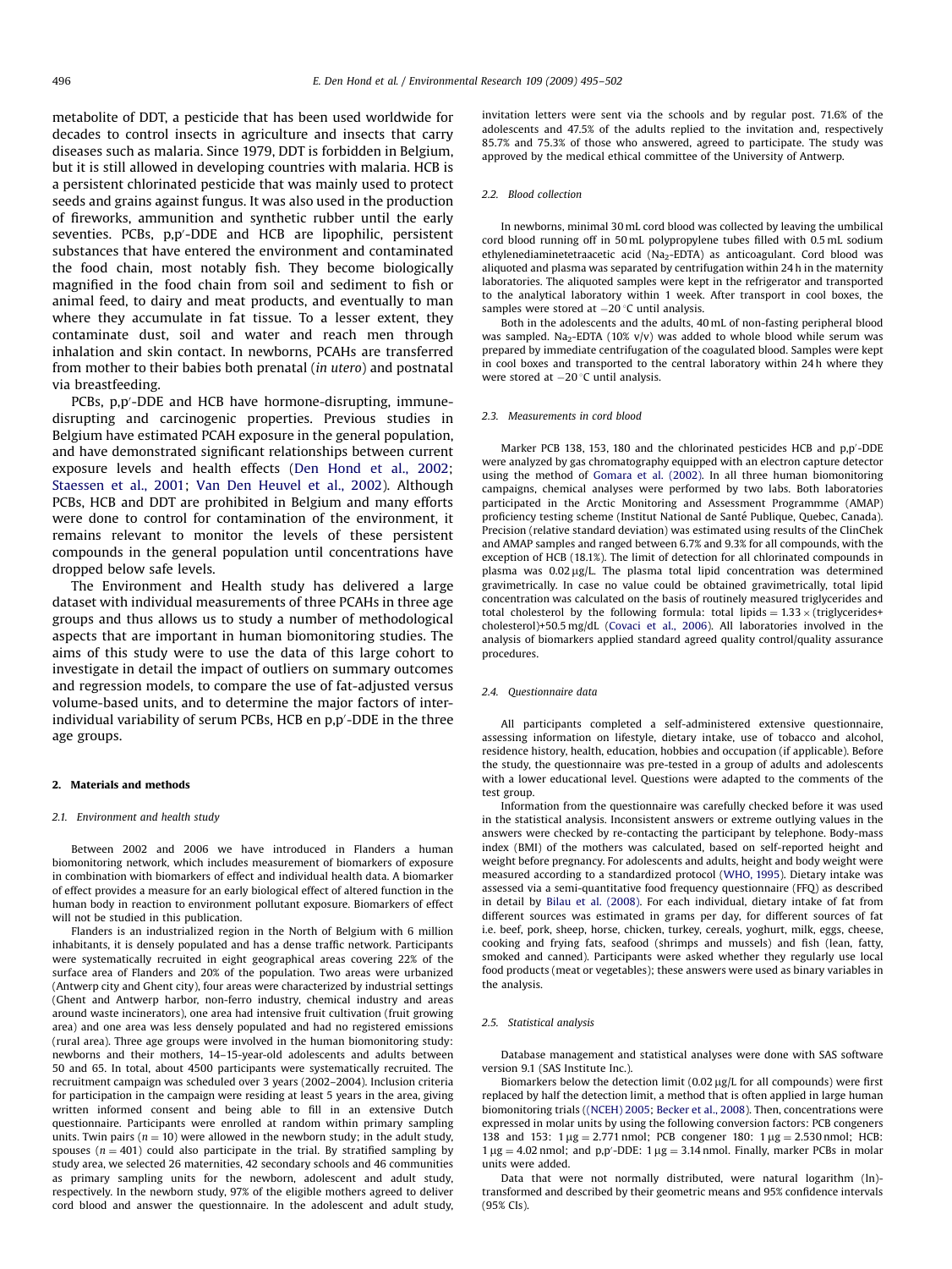metabolite of DDT, a pesticide that has been used worldwide for decades to control insects in agriculture and insects that carry diseases such as malaria. Since 1979, DDT is forbidden in Belgium, but it is still allowed in developing countries with malaria. HCB is a persistent chlorinated pesticide that was mainly used to protect seeds and grains against fungus. It was also used in the production of fireworks, ammunition and synthetic rubber until the early seventies. PCBs, p,p′-DDE and HCB are lipophilic, persistent substances that have entered the environment and contaminated the food chain, most notably fish. They become biologically magnified in the food chain from soil and sediment to fish or animal feed, to dairy and meat products, and eventually to man where they accumulate in fat tissue. To a lesser extent, they contaminate dust, soil and water and reach men through inhalation and skin contact. In newborns, PCAHs are transferred from mother to their babies both prenatal (*in utero*) and postnatal via breastfeeding.

PCBs, p,p′-DDE and HCB have hormone-disrupting, immune-disrupting and carcinogenic properties. Previous studies in Belgium have estimated PCAH exposure in the general population, and have demonstrated significant relationships between current exposure levels and health effects (Den Hond et al., 2002; Staessen et al., 2001; Van Den Heuvel et al., 2002). Although PCBs, HCB and DDT are prohibited in Belgium and many efforts were done to control for contamination of the environment, it remains relevant to monitor the levels of these persistent compounds in the general population until concentrations have dropped below safe levels.

The Environment and Health study has delivered a large dataset with individual measurements of three PCAHs in three age groups and thus allows us to study a number of methodological aspects that are important in human biomonitoring studies. The aims of this study were to use the data of this large cohort to investigate in detail the impact of outliers on summary outcomes and regression models, to compare the use of fat-adjusted versus volume-based units, and to determine the major factors of inter-individual variability of serum PCBs, HCB en p,p′-DDE in the three age groups.

## 2. Materials and methods

### 2.1. Environment and health study

Between 2002 and 2006 we have introduced in Flanders a human biomonitoring network, which includes measurement of biomarkers of exposure in combination with biomarkers of effect and individual health data. A biomarker of effect provides a measure for an early biological effect of altered function in the human body in reaction to environment pollutant exposure. Biomarkers of effect will not be studied in this publication.

Flanders is an industrialized region in the North of Belgium with 6 million inhabitants, it is densely populated and has a dense traffic network. Participants were systematically recruited in eight geographical areas covering 22% of the surface area of Flanders and 20% of the population. Two areas were urbanized (Antwerp city and Ghent city), four areas were characterized by industrial settings (Ghent and Antwerp harbor, non-ferro industry, chemical industry and areas around waste incinerators), one area had intensive fruit cultivation (fruit growing area) and one area was less densely populated and had no registered emissions (rural area). Three age groups were involved in the human biomonitoring study: newborns and their mothers, 14–15-year-old adolescents and adults between 50 and 65. In total, about 4500 participants were systematically recruited. The recruitment campaign was scheduled over 3 years (2002–2004). Inclusion criteria for participation in the campaign were residing at least 5 years in the area, giving written informed consent and being able to fill in an extensive Dutch questionnaire. Participants were enrolled at random within primary sampling units. Twin pairs ($n = 10$) were allowed in the newborn study; in the adult study, spouses ($n = 401$) could also participate in the trial. By stratified sampling by study area, we selected 26 maternities, 42 secondary schools and 46 communities as primary sampling units for the newborn, adolescent and adult study, respectively. In the newborn study, 97% of the eligible mothers agreed to deliver cord blood and answer the questionnaire. In the adolescent and adult study, invitation letters were sent via the schools and by regular post. 71.6% of the adolescents and 47.5% of the adults replied to the invitation and, respectively 85.7% and 75.3% of those who answered, agreed to participate. The study was approved by the medical ethical committee of the University of Antwerp.

### 2.2. Blood collection

In newborns, minimal 30 mL cord blood was collected by leaving the umbilical cord blood running off in 50 mL polypropylene tubes filled with 0.5 mL sodium ethylenediaminetetraacetic acid ($Na_2$-EDTA) as anticoagulant. Cord blood was aliquoted and plasma was separated by centrifugation within 24 h in the maternity laboratories. The aliquoted samples were kept in the refrigerator and transported to the analytical laboratory within 1 week. After transport in cool boxes, the samples were stored at $-20\,^{\circ}$C until analysis.

Both in the adolescents and the adults, 40 mL of non-fasting peripheral blood was sampled. $Na_2$-EDTA (10% v/v) was added to whole blood while serum was prepared by immediate centrifugation of the coagulated blood. Samples were kept in cool boxes and transported to the central laboratory within 24 h where they were stored at $-20\,^{\circ}$C until analysis.

### 2.3. Measurements in cord blood

Marker PCB 138, 153, 180 and the chlorinated pesticides HCB and p,p′-DDE were analyzed by gas chromatography equipped with an electron capture detector using the method of Gomara et al. (2002). In all three human biomonitoring campaigns, chemical analyses were performed by two labs. Both laboratories participated in the Arctic Monitoring and Assessment Programmme (AMAP) proficiency testing scheme (Institut National de Santé Publique, Quebec, Canada). Precision (relative standard deviation) was estimated using results of the ClinChek and AMAP samples and ranged between 6.7% and 9.3% for all compounds, with the exception of HCB (18.1%). The limit of detection for all chlorinated compounds in plasma was 0.02 μg/L. The plasma total lipid concentration was determined gravimetrically. In case no value could be obtained gravimetrically, total lipid concentration was calculated on the basis of routinely measured triglycerides and total cholesterol by the following formula: total lipids = 1.33 × (triglycerides+cholesterol)+50.5 mg/dL (Covaci et al., 2006). All laboratories involved in the analysis of biomarkers applied standard agreed quality control/quality assurance procedures.

### 2.4. Questionnaire data

All participants completed a self-administered extensive questionnaire, assessing information on lifestyle, dietary intake, use of tobacco and alcohol, residence history, health, education, hobbies and occupation (if applicable). Before the study, the questionnaire was pre-tested in a group of adults and adolescents with a lower educational level. Questions were adapted to the comments of the test group.

Information from the questionnaire was carefully checked before it was used in the statistical analysis. Inconsistent answers or extreme outlying values in the answers were checked by re-contacting the participant by telephone. Body-mass index (BMI) of the mothers was calculated, based on self-reported height and weight before pregnancy. For adolescents and adults, height and body weight were measured according to a standardized protocol (WHO, 1995). Dietary intake was assessed via a semi-quantitative food frequency questionnaire (FFQ) as described in detail by Bilau et al. (2008). For each individual, dietary intake of fat from different sources was estimated in grams per day, for different sources of fat i.e. beef, pork, sheep, horse, chicken, turkey, cereals, yoghurt, milk, eggs, cheese, cooking and frying fats, seafood (shrimps and mussels) and fish (lean, fatty, smoked and canned). Participants were asked whether they regularly use local food products (meat or vegetables); these answers were used as binary variables in the analysis.

### 2.5. Statistical analysis

Database management and statistical analyses were done with SAS software version 9.1 (SAS Institute Inc.).

Biomarkers below the detection limit (0.02 μg/L for all compounds) were first replaced by half the detection limit, a method that is often applied in large human biomonitoring trials ((NCEH) 2005; Becker et al., 2008). Then, concentrations were expressed in molar units by using the following conversion factors: PCB congeners 138 and 153: 1 μg = 2.771 nmol; PCB congener 180: 1 μg = 2.530 nmol; HCB: 1 μg = 4.02 nmol; and p,p′-DDE: 1 μg = 3.14 nmol. Finally, marker PCBs in molar units were added.

Data that were not normally distributed, were natural logarithm (ln)-transformed and described by their geometric means and 95% confidence intervals (95% CIs).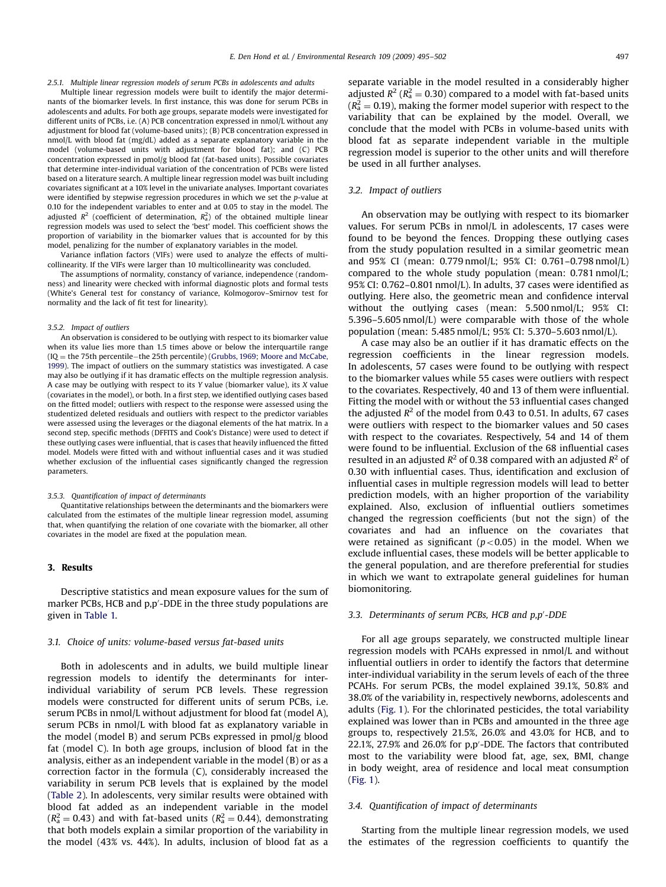#### 2.5.1. Multiple linear regression models of serum PCBs in adolescents and adults

Multiple linear regression models were built to identify the major determinants of the biomarker levels. In first instance, this was done for serum PCBs in adolescents and adults. For both age groups, separate models were investigated for different units of PCBs, i.e. (A) PCB concentration expressed in nmol/L without any adjustment for blood fat (volume-based units); (B) PCB concentration expressed in nmol/L with blood fat (mg/dL) added as a separate explanatory variable in the model (volume-based units with adjustment for blood fat); and (C) PCB concentration expressed in pmol/g blood fat (fat-based units). Possible covariates that determine inter-individual variation of the concentration of PCBs were listed based on a literature search. A multiple linear regression model was built including covariates significant at a 10% level in the univariate analyses. Important covariates were identified by stepwise regression procedures in which we set the *p*-value at 0.10 for the independent variables to enter and at 0.05 to stay in the model. The adjusted $R^2$ (coefficient of determination, $R_a^2$) of the obtained multiple linear regression models was used to select the 'best' model. This coefficient shows the proportion of variability in the biomarker values that is accounted for by this model, penalizing for the number of explanatory variables in the model.

Variance inflation factors (VIFs) were used to analyze the effects of multicollinearity. If the VIFs were larger than 10 multicollinearity was concluded.

The assumptions of normality, constancy of variance, independence (randomness) and linearity were checked with informal diagnostic plots and formal tests (White's General test for constancy of variance, Kolmogorov–Smirnov test for normality and the lack of fit test for linearity).

#### 3.5.2. Impact of outliers

An observation is considered to be outlying with respect to its biomarker value when its value lies more than 1.5 times above or below the interquartile range (IQ = the 75th percentile−the 25th percentile) (Grubbs, 1969; Moore and McCabe, 1999). The impact of outliers on the summary statistics was investigated. A case may also be outlying if it has dramatic effects on the multiple regression analysis. A case may be outlying with respect to its *Y* value (biomarker value), its *X* value (covariates in the model), or both. In a first step, we identified outlying cases based on the fitted model; outliers with respect to the response were assessed using the studentized deleted residuals and outliers with respect to the predictor variables were assessed using the leverages or the diagonal elements of the hat matrix. In a second step, specific methods (DFFITS and Cook's Distance) were used to detect if these outlying cases were influential, that is cases that heavily influenced the fitted model. Models were fitted with and without influential cases and it was studied whether exclusion of the influential cases significantly changed the regression parameters.

#### 3.5.3. Quantification of impact of determinants

Quantitative relationships between the determinants and the biomarkers were calculated from the estimates of the multiple linear regression model, assuming that, when quantifying the relation of one covariate with the biomarker, all other covariates in the model are fixed at the population mean.

## 3. Results

Descriptive statistics and mean exposure values for the sum of marker PCBs, HCB and p,p′-DDE in the three study populations are given in Table 1.

### 3.1. Choice of units: volume-based versus fat-based units

Both in adolescents and in adults, we build multiple linear regression models to identify the determinants for inter-individual variability of serum PCB levels. These regression models were constructed for different units of serum PCBs, i.e. serum PCBs in nmol/L without adjustment for blood fat (model A), serum PCBs in nmol/L with blood fat as explanatory variable in the model (model B) and serum PCBs expressed in pmol/g blood fat (model C). In both age groups, inclusion of blood fat in the analysis, either as an independent variable in the model (B) or as a correction factor in the formula (C), considerably increased the variability in serum PCB levels that is explained by the model (Table 2). In adolescents, very similar results were obtained with blood fat added as an independent variable in the model ($R_a^2 = 0.43$) and with fat-based units ($R_a^2 = 0.44$), demonstrating that both models explain a similar proportion of the variability in the model (43% vs. 44%). In adults, inclusion of blood fat as a separate variable in the model resulted in a considerably higher adjusted $R^2$ ($R_a^2 = 0.30$) compared to a model with fat-based units ($R_a^2 = 0.19$), making the former model superior with respect to the variability that can be explained by the model. Overall, we conclude that the model with PCBs in volume-based units with blood fat as separate independent variable in the multiple regression model is superior to the other units and will therefore be used in all further analyses.

### 3.2. Impact of outliers

An observation may be outlying with respect to its biomarker values. For serum PCBs in nmol/L in adolescents, 17 cases were found to be beyond the fences. Dropping these outlying cases from the study population resulted in a similar geometric mean and 95% CI (mean: 0.779 nmol/L; 95% CI: 0.761–0.798 nmol/L) compared to the whole study population (mean: 0.781 nmol/L; 95% CI: 0.762–0.801 nmol/L). In adults, 37 cases were identified as outlying. Here also, the geometric mean and confidence interval without the outlying cases (mean: 5.500 nmol/L; 95% CI: 5.396–5.605 nmol/L) were comparable with those of the whole population (mean: 5.485 nmol/L; 95% CI: 5.370–5.603 nmol/L).

A case may also be an outlier if it has dramatic effects on the regression coefficients in the linear regression models. In adolescents, 57 cases were found to be outlying with respect to the biomarker values while 55 cases were outliers with respect to the covariates. Respectively, 40 and 13 of them were influential. Fitting the model with or without the 53 influential cases changed the adjusted $R^2$ of the model from 0.43 to 0.51. In adults, 67 cases were outliers with respect to the biomarker values and 50 cases with respect to the covariates. Respectively, 54 and 14 of them were found to be influential. Exclusion of the 68 influential cases resulted in an adjusted $R^2$ of 0.38 compared with an adjusted $R^2$ of 0.30 with influential cases. Thus, identification and exclusion of influential cases in multiple regression models will lead to better prediction models, with an higher proportion of the variability explained. Also, exclusion of influential outliers sometimes changed the regression coefficients (but not the sign) of the covariates and had an influence on the covariates that were retained as significant ($p<0.05$) in the model. When we exclude influential cases, these models will be better applicable to the general population, and are therefore preferential for studies in which we want to extrapolate general guidelines for human biomonitoring.

### 3.3. Determinants of serum PCBs, HCB and p,p′-DDE

For all age groups separately, we constructed multiple linear regression models with PCAHs expressed in nmol/L and without influential outliers in order to identify the factors that determine inter-individual variability in the serum levels of each of the three PCAHs. For serum PCBs, the model explained 39.1%, 50.8% and 38.0% of the variability in, respectively newborns, adolescents and adults (Fig. 1). For the chlorinated pesticides, the total variability explained was lower than in PCBs and amounted in the three age groups to, respectively 21.5%, 26.0% and 43.0% for HCB, and to 22.1%, 27.9% and 26.0% for p,p′-DDE. The factors that contributed most to the variability were blood fat, age, sex, BMI, change in body weight, area of residence and local meat consumption (Fig. 1).

### 3.4. Quantification of impact of determinants

Starting from the multiple linear regression models, we used the estimates of the regression coefficients to quantify the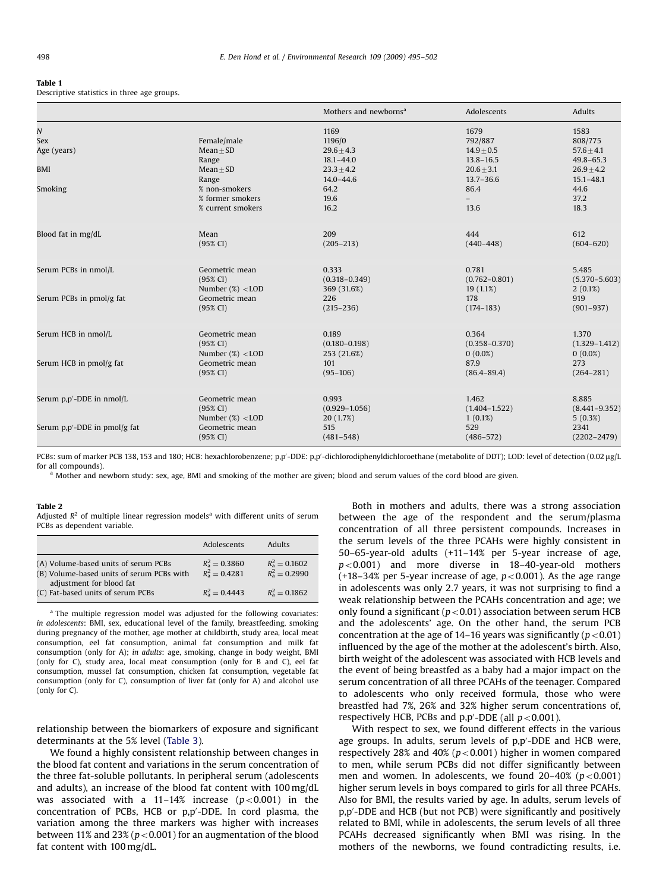**Table 1**
Descriptive statistics in three age groups.

| | | Mothers and newborns[a] | Adolescents | Adults |
|---|---|---|---|---|
| $N$ | | 1169 | 1679 | 1583 |
| Sex | Female/male | 1196/0 | 792/887 | 808/775 |
| Age (years) | Mean±SD | 29.6±4.3 | 14.9±0.5 | 57.6±4.1 |
| | Range | 18.1–44.0 | 13.8–16.5 | 49.8–65.3 |
| BMI | Mean±SD | 23.3±4.2 | 20.6±3.1 | 26.9±4.2 |
| | Range | 14.0–44.6 | 13.7–36.6 | 15.1–48.1 |
| Smoking | % non-smokers | 64.2 | 86.4 | 44.6 |
| | % former smokers | 19.6 | – | 37.2 |
| | % current smokers | 16.2 | 13.6 | 18.3 |
| Blood fat in mg/dL | Mean | 209 | 444 | 612 |
| | (95% CI) | (205–213) | (440–448) | (604–620) |
| Serum PCBs in nmol/L | Geometric mean | 0.333 | 0.781 | 5.485 |
| | (95% CI) | (0.318–0.349) | (0.762–0.801) | (5.370–5.603) |
| | Number (%) <LOD | 369 (31.6%) | 19 (1.1%) | 2 (0.1%) |
| Serum PCBs in pmol/g fat | Geometric mean | 226 | 178 | 919 |
| | (95% CI) | (215–236) | (174–183) | (901–937) |
| Serum HCB in nmol/L | Geometric mean | 0.189 | 0.364 | 1.370 |
| | (95% CI) | (0.180–0.198) | (0.358–0.370) | (1.329–1.412) |
| | Number (%) <LOD | 253 (21.6%) | 0 (0.0%) | 0 (0.0%) |
| Serum HCB in pmol/g fat | Geometric mean | 101 | 87.9 | 273 |
| | (95% CI) | (95–106) | (86.4–89.4) | (264–281) |
| Serum p,p′-DDE in nmol/L | Geometric mean | 0.993 | 1.462 | 8.885 |
| | (95% CI) | (0.929–1.056) | (1.404–1.522) | (8.441–9.352) |
| | Number (%) <LOD | 20 (1.7%) | 1 (0.1%) | 5 (0.3%) |
| Serum p,p′-DDE in pmol/g fat | Geometric mean | 515 | 529 | 2341 |
| | (95% CI) | (481–548) | (486–572) | (2202–2479) |

PCBs: sum of marker PCB 138, 153 and 180; HCB: hexachlorobenzene; p,p′-DDE: p,p′-dichlorodiphenyldichloroethane (metabolite of DDT); LOD: level of detection (0.02 μg/L for all compounds).

[a] Mother and newborn study: sex, age, BMI and smoking of the mother are given; blood and serum values of the cord blood are given.

**Table 2**
Adjusted $R^2$ of multiple linear regression models[a] with different units of serum PCBs as dependent variable.

| | Adolescents | Adults |
|---|---|---|
| (A) Volume-based units of serum PCBs | $R^2_a = 0.3860$ | $R^2_a = 0.1602$ |
| (B) Volume-based units of serum PCBs with adjustment for blood fat | $R^2_a = 0.4281$ | $R^2_a = 0.2990$ |
| (C) Fat-based units of serum PCBs | $R^2_a = 0.4443$ | $R^2_a = 0.1862$ |

[a] The multiple regression model was adjusted for the following covariates: *in adolescents*: BMI, sex, educational level of the family, breastfeeding, smoking during pregnancy of the mother, age mother at childbirth, study area, local meat consumption, eel fat consumption, animal fat consumption and milk fat consumption (only for A); *in adults*: age, smoking, change in body weight, BMI (only for C), study area, local meat consumption (only for B and C), eel fat consumption, mussel fat consumption, chicken fat consumption, vegetable fat consumption (only for C), consumption of liver fat (only for A) and alcohol use (only for C).

relationship between the biomarkers of exposure and significant determinants at the 5% level (Table 3).

We found a highly consistent relationship between changes in the blood fat content and variations in the serum concentration of the three fat-soluble pollutants. In peripheral serum (adolescents and adults), an increase of the blood fat content with 100 mg/dL was associated with a 11–14% increase ($p<0.001$) in the concentration of PCBs, HCB or p,p′-DDE. In cord plasma, the variation among the three markers was higher with increases between 11% and 23% ($p<0.001$) for an augmentation of the blood fat content with 100 mg/dL.

Both in mothers and adults, there was a strong association between the age of the respondent and the serum/plasma concentration of all three persistent compounds. Increases in the serum levels of the three PCAHs were highly consistent in 50–65-year-old adults (+11–14% per 5-year increase of age, $p<0.001$) and more diverse in 18–40-year-old mothers (+18–34% per 5-year increase of age, $p<0.001$). As the age range in adolescents was only 2.7 years, it was not surprising to find a weak relationship between the PCAHs concentration and age; we only found a significant ($p<0.01$) association between serum HCB and the adolescents' age. On the other hand, the serum PCB concentration at the age of 14–16 years was significantly ($p<0.01$) influenced by the age of the mother at the adolescent's birth. Also, birth weight of the adolescent was associated with HCB levels and the event of being breastfed as a baby had a major impact on the serum concentration of all three PCAHs of the teenager. Compared to adolescents who only received formula, those who were breastfed had 7%, 26% and 32% higher serum concentrations of, respectively HCB, PCBs and p,p′-DDE (all $p<0.001$).

With respect to sex, we found different effects in the various age groups. In adults, serum levels of p,p′-DDE and HCB were, respectively 28% and 40% ($p<0.001$) higher in women compared to men, while serum PCBs did not differ significantly between men and women. In adolescents, we found 20–40% ($p<0.001$) higher serum levels in boys compared to girls for all three PCAHs. Also for BMI, the results varied by age. In adults, serum levels of p,p′-DDE and HCB (but not PCB) were significantly and positively related to BMI, while in adolescents, the serum levels of all three PCAHs decreased significantly when BMI was rising. In the mothers of the newborns, we found contradicting results, i.e.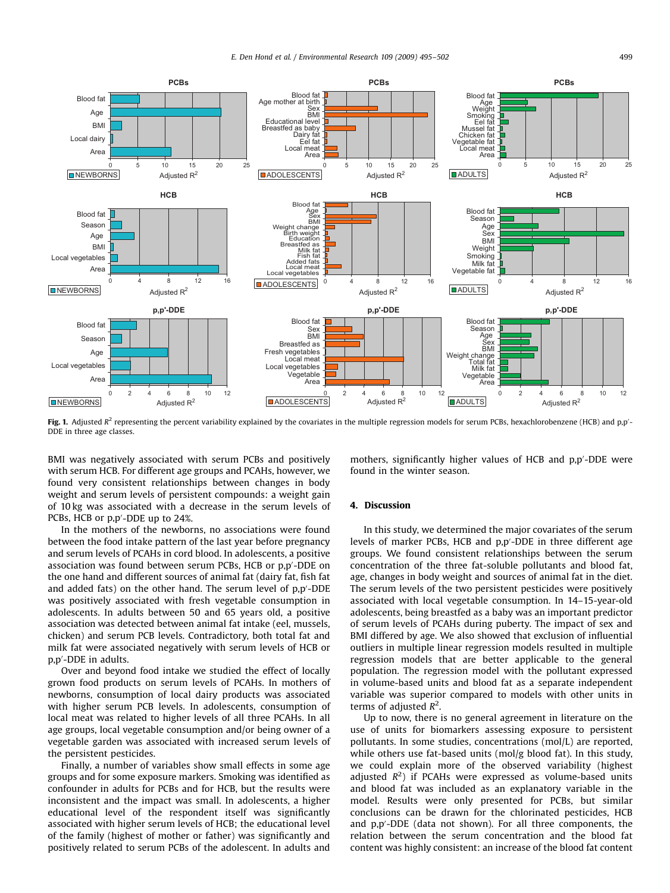PCBs

Blood fat
Age
BMI
Local dairy
Area

0 5 10 15 20 25
NEWBORNS
Adjusted $R^2$

PCBs

Blood fat
Age mother at birth
Sex
BMI
Educational level
Breastfed as baby
Dairy fat
Eel fat
Local meat
Area

0 5 10 15 20 25
ADOLESCENTS
Adjusted $R^2$

PCBs

Blood fat
Age
Weight
Smoking
Eel fat
Mussel fat
Chicken fat
Vegetable fat
Local meat
Area

0 5 10 15 20 25
ADULTS
Adjusted $R^2$

HCB

Blood fat
Season
Age
BMI
Local vegetables
Area

0 4 8 12 16
NEWBORNS
Adjusted $R^2$

HCB

Blood fat
Age
Sex
BMI
Weight change
Birth weight
Education
Breastfed as
Milk fat
Fish fat
Added fats
Local meat
Local vegetables

0 4 8 12 16
ADOLESCENTS
Adjusted $R^2$

HCB

Blood fat
Season
Age
Sex
BMI
Weight
Smoking
Milk fat
Vegetable fat

0 4 8 12 16
ADULTS
Adjusted $R^2$

p,p'-DDE

Blood fat
Season
Age
Local vegetables
Area

0 2 4 6 8 10 12
NEWBORNS
Adjusted $R^2$

p,p'-DDE

Blood fat
Sex
BMI
Breastfed as
Fresh vegetables
Local meat
Local vegetables
Vegetable
Area

0 2 4 6 8 10 12
ADOLESCENTS
Adjusted $R^2$

p,p'-DDE

Blood fat
Season
Age
Sex
BMI
Weight change
Total fat
Milk fat
Vegetable
Area

0 2 4 6 8 10 12
ADULTS
Adjusted $R^2$

**Fig. 1.** Adjusted $R^2$ representing the percent variability explained by the covariates in the multiple regression models for serum PCBs, hexachlorobenzene (HCB) and p,p′-DDE in three age classes.

BMI was negatively associated with serum PCBs and positively with serum HCB. For different age groups and PCAHs, however, we found very consistent relationships between changes in body weight and serum levels of persistent compounds: a weight gain of 10 kg was associated with a decrease in the serum levels of PCBs, HCB or p,p′-DDE up to 24%.

In the mothers of the newborns, no associations were found between the food intake pattern of the last year before pregnancy and serum levels of PCAHs in cord blood. In adolescents, a positive association was found between serum PCBs, HCB or p,p′-DDE on the one hand and different sources of animal fat (dairy fat, fish fat and added fats) on the other hand. The serum level of p,p′-DDE was positively associated with fresh vegetable consumption in adolescents. In adults between 50 and 65 years old, a positive association was detected between animal fat intake (eel, mussels, chicken) and serum PCB levels. Contradictory, both total fat and milk fat were associated negatively with serum levels of HCB or p,p′-DDE in adults.

Over and beyond food intake we studied the effect of locally grown food products on serum levels of PCAHs. In mothers of newborns, consumption of local dairy products was associated with higher serum PCB levels. In adolescents, consumption of local meat was related to higher levels of all three PCAHs. In all age groups, local vegetable consumption and/or being owner of a vegetable garden was associated with increased serum levels of the persistent pesticides.

Finally, a number of variables show small effects in some age groups and for some exposure markers. Smoking was identified as confounder in adults for PCBs and for HCB, but the results were inconsistent and the impact was small. In adolescents, a higher educational level of the respondent itself was significantly associated with higher serum levels of HCB; the educational level of the family (highest of mother or father) was significantly and positively related to serum PCBs of the adolescent. In adults and mothers, significantly higher values of HCB and p,p′-DDE were found in the winter season.

## 4. Discussion

In this study, we determined the major covariates of the serum levels of marker PCBs, HCB and p,p′-DDE in three different age groups. We found consistent relationships between the serum concentration of the three fat-soluble pollutants and blood fat, age, changes in body weight and sources of animal fat in the diet. The serum levels of the two persistent pesticides were positively associated with local vegetable consumption. In 14–15-year-old adolescents, being breastfed as a baby was an important predictor of serum levels of PCAHs during puberty. The impact of sex and BMI differed by age. We also showed that exclusion of influential outliers in multiple linear regression models resulted in multiple regression models that are better applicable to the general population. The regression model with the pollutant expressed in volume-based units and blood fat as a separate independent variable was superior compared to models with other units in terms of adjusted $R^2$.

Up to now, there is no general agreement in literature on the use of units for biomarkers assessing exposure to persistent pollutants. In some studies, concentrations (mol/L) are reported, while others use fat-based units (mol/g blood fat). In this study, we could explain more of the observed variability (highest adjusted $R^2$) if PCAHs were expressed as volume-based units and blood fat was included as an explanatory variable in the model. Results were only presented for PCBs, but similar conclusions can be drawn for the chlorinated pesticides, HCB and p,p′-DDE (data not shown). For all three components, the relation between the serum concentration and the blood fat content was highly consistent: an increase of the blood fat content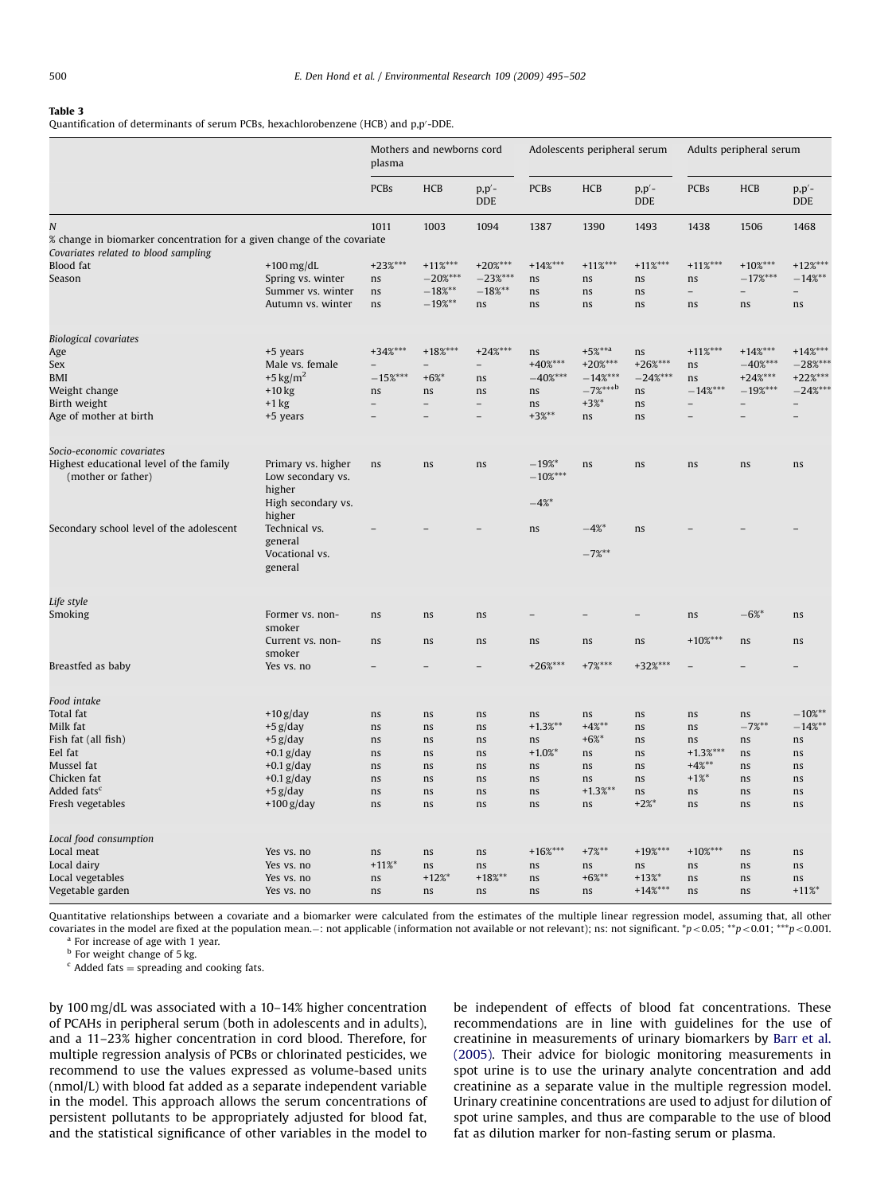**Table 3**
Quantification of determinants of serum PCBs, hexachlorobenzene (HCB) and p,p′-DDE.

| | | Mothers and newborns cord plasma | | | Adolescents peripheral serum | | | Adults peripheral serum | | |
|---|---|---|---|---|---|---|---|---|---|---|
| | | PCBs | HCB | p,p′-DDE | PCBs | HCB | p,p′-DDE | PCBs | HCB | p,p′-DDE |
| *N* | | 1011 | 1003 | 1094 | 1387 | 1390 | 1493 | 1438 | 1506 | 1468 |
| % change in biomarker concentration for a given change of the covariate | | | | | | | | | | |
| *Covariates related to blood sampling* | | | | | | | | | | |
| Blood fat | +100 mg/dL | +23%*** | +11%*** | +20%*** | +14%*** | +11%*** | +11%*** | +11%*** | +10%*** | +12%*** |
| Season | Spring vs. winter | ns | −20%*** | −23%*** | ns | ns | ns | ns | −17%*** | −14%** |
| | Summer vs. winter | ns | −18%** | −18%** | ns | ns | ns | – | – | – |
| | Autumn vs. winter | ns | −19%** | ns | ns | ns | ns | ns | ns | ns |
| *Biological covariates* | | | | | | | | | | |
| Age | +5 years | +34%*** | +18%*** | +24%*** | ns | +5%**[a] | ns | +11%*** | +14%*** | +14%*** |
| Sex | Male vs. female | – | – | – | +40%*** | +20%*** | +26%*** | ns | −40%*** | −28%*** |
| BMI | +5 kg/m$^2$ | −15%*** | +6%* | ns | −40%*** | −14%*** | −24%*** | ns | +24%*** | +22%*** |
| Weight change | +10 kg | ns | ns | ns | ns | −7%***[b] | ns | −14%*** | −19%*** | −24%*** |
| Birth weight | +1 kg | – | – | – | ns | +3%* | ns | – | – | – |
| Age of mother at birth | +5 years | – | – | – | +3%** | ns | ns | – | – | – |
| *Socio-economic covariates* | | | | | | | | | | |
| Highest educational level of the family (mother or father) | Primary vs. higher | ns | ns | ns | −19%* | ns | ns | ns | ns | ns |
| | Low secondary vs. higher | | | | −10%*** | | | | | |
| | High secondary vs. higher | | | | −4%* | | | | | |
| Secondary school level of the adolescent | Technical vs. general | – | – | – | ns | −4%* | ns | – | – | – |
| | Vocational vs. general | | | | | −7%** | | | | |
| *Life style* | | | | | | | | | | |
| Smoking | Former vs. non-smoker | ns | ns | ns | – | – | – | ns | −6%* | ns |
| | Current vs. non-smoker | ns | ns | ns | ns | ns | ns | +10%*** | ns | ns |
| Breastfed as baby | Yes vs. no | – | – | – | +26%*** | +7%*** | +32%*** | – | – | – |
| *Food intake* | | | | | | | | | | |
| Total fat | +10 g/day | ns | ns | ns | ns | ns | ns | ns | ns | −10%** |
| Milk fat | +5 g/day | ns | ns | ns | +1.3%** | +4%** | ns | ns | −7%** | −14%** |
| Fish fat (all fish) | +5 g/day | ns | ns | ns | ns | +6%* | ns | ns | ns | ns |
| Eel fat | +0.1 g/day | ns | ns | ns | +1.0%* | ns | ns | +1.3%*** | ns | ns |
| Mussel fat | +0.1 g/day | ns | ns | ns | ns | ns | ns | +4%** | ns | ns |
| Chicken fat | +0.1 g/day | ns | ns | ns | ns | ns | ns | +1%* | ns | ns |
| Added fats[c] | +5 g/day | ns | ns | ns | ns | +1.3%** | ns | ns | ns | ns |
| Fresh vegetables | +100 g/day | ns | ns | ns | ns | ns | +2%* | ns | ns | ns |
| *Local food consumption* | | | | | | | | | | |
| Local meat | Yes vs. no | ns | ns | ns | +16%*** | +7%** | +19%*** | +10%*** | ns | ns |
| Local dairy | Yes vs. no | +11%* | ns | ns | ns | ns | ns | ns | ns | ns |
| Local vegetables | Yes vs. no | ns | +12%* | +18%** | ns | +6%** | +13%* | ns | ns | ns |
| Vegetable garden | Yes vs. no | ns | ns | ns | ns | ns | +14%*** | ns | ns | +11%* |

Quantitative relationships between a covariate and a biomarker were calculated from the estimates of the multiple linear regression model, assuming that, all other covariates in the model are fixed at the population mean.−: not applicable (information not available or not relevant); ns: not significant. *$p<0.05$; **$p<0.01$; ***$p<0.001$.

[a] For increase of age with 1 year.

[b] For weight change of 5 kg.

[c] Added fats = spreading and cooking fats.

by 100 mg/dL was associated with a 10–14% higher concentration of PCAHs in peripheral serum (both in adolescents and in adults), and a 11–23% higher concentration in cord blood. Therefore, for multiple regression analysis of PCBs or chlorinated pesticides, we recommend to use the values expressed as volume-based units (nmol/L) with blood fat added as a separate independent variable in the model. This approach allows the serum concentrations of persistent pollutants to be appropriately adjusted for blood fat, and the statistical significance of other variables in the model to be independent of effects of blood fat concentrations. These recommendations are in line with guidelines for the use of creatinine in measurements of urinary biomarkers by Barr et al. (2005). Their advice for biologic monitoring measurements in spot urine is to use the urinary analyte concentration and add creatinine as a separate value in the multiple regression model. Urinary creatinine concentrations are used to adjust for dilution of spot urine samples, and thus are comparable to the use of blood fat as dilution marker for non-fasting serum or plasma.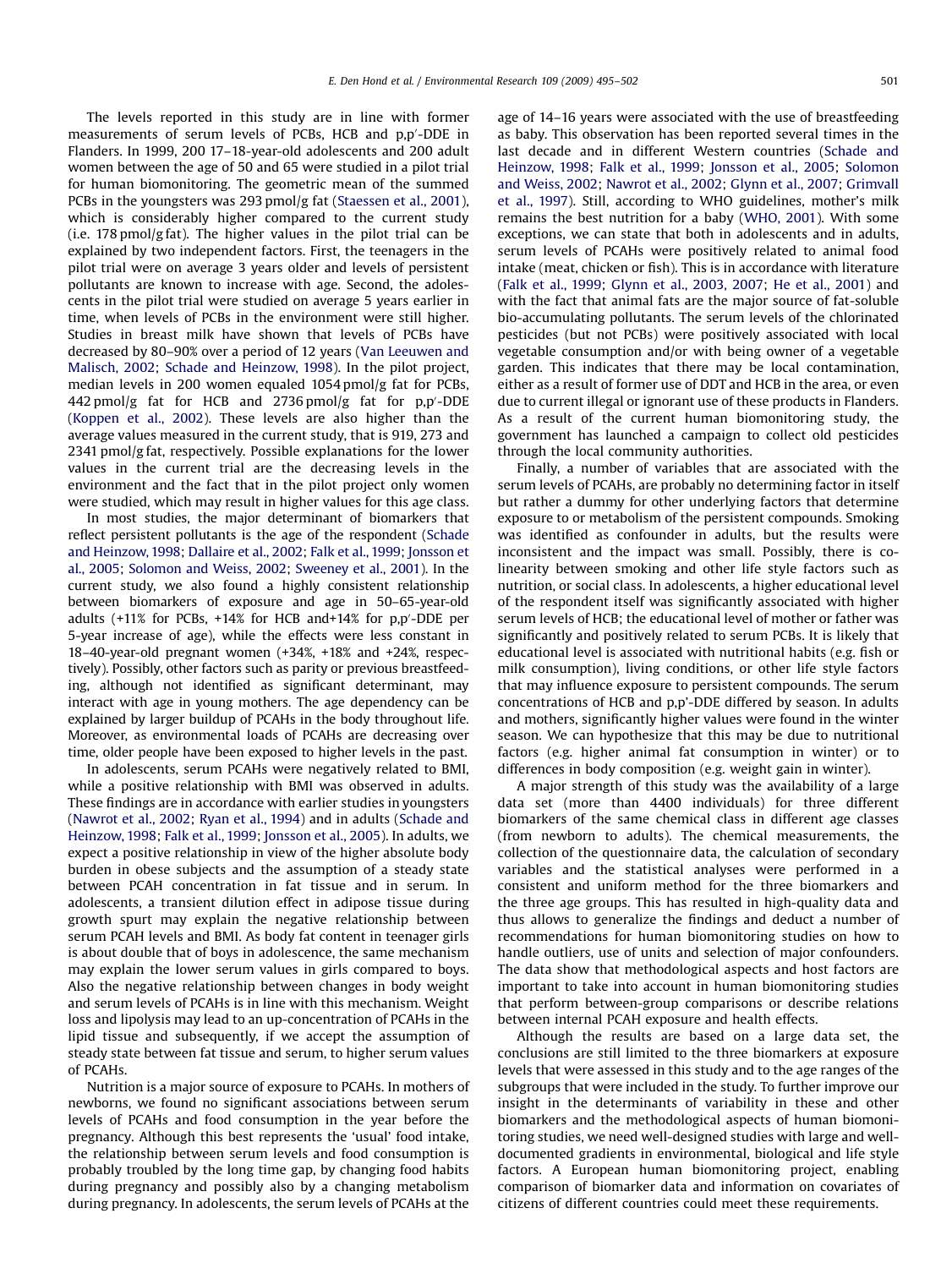The levels reported in this study are in line with former measurements of serum levels of PCBs, HCB and p,p′-DDE in Flanders. In 1999, 200 17–18-year-old adolescents and 200 adult women between the age of 50 and 65 were studied in a pilot trial for human biomonitoring. The geometric mean of the summed PCBs in the youngsters was 293 pmol/g fat (Staessen et al., 2001), which is considerably higher compared to the current study (i.e. 178 pmol/g fat). The higher values in the pilot trial can be explained by two independent factors. First, the teenagers in the pilot trial were on average 3 years older and levels of persistent pollutants are known to increase with age. Second, the adolescents in the pilot trial were studied on average 5 years earlier in time, when levels of PCBs in the environment were still higher. Studies in breast milk have shown that levels of PCBs have decreased by 80–90% over a period of 12 years (Van Leeuwen and Malisch, 2002; Schade and Heinzow, 1998). In the pilot project, median levels in 200 women equaled 1054 pmol/g fat for PCBs, 442 pmol/g fat for HCB and 2736 pmol/g fat for p,p′-DDE (Koppen et al., 2002). These levels are also higher than the average values measured in the current study, that is 919, 273 and 2341 pmol/g fat, respectively. Possible explanations for the lower values in the current trial are the decreasing levels in the environment and the fact that in the pilot project only women were studied, which may result in higher values for this age class.

In most studies, the major determinant of biomarkers that reflect persistent pollutants is the age of the respondent (Schade and Heinzow, 1998; Dallaire et al., 2002; Falk et al., 1999; Jonsson et al., 2005; Solomon and Weiss, 2002; Sweeney et al., 2001). In the current study, we also found a highly consistent relationship between biomarkers of exposure and age in 50–65-year-old adults (+11% for PCBs, +14% for HCB and+14% for p,p′-DDE per 5-year increase of age), while the effects were less constant in 18–40-year-old pregnant women (+34%, +18% and +24%, respectively). Possibly, other factors such as parity or previous breastfeeding, although not identified as significant determinant, may interact with age in young mothers. The age dependency can be explained by larger buildup of PCAHs in the body throughout life. Moreover, as environmental loads of PCAHs are decreasing over time, older people have been exposed to higher levels in the past.

In adolescents, serum PCAHs were negatively related to BMI, while a positive relationship with BMI was observed in adults. These findings are in accordance with earlier studies in youngsters (Nawrot et al., 2002; Ryan et al., 1994) and in adults (Schade and Heinzow, 1998; Falk et al., 1999; Jonsson et al., 2005). In adults, we expect a positive relationship in view of the higher absolute body burden in obese subjects and the assumption of a steady state between PCAH concentration in fat tissue and in serum. In adolescents, a transient dilution effect in adipose tissue during growth spurt may explain the negative relationship between serum PCAH levels and BMI. As body fat content in teenager girls is about double that of boys in adolescence, the same mechanism may explain the lower serum values in girls compared to boys. Also the negative relationship between changes in body weight and serum levels of PCAHs is in line with this mechanism. Weight loss and lipolysis may lead to an up-concentration of PCAHs in the lipid tissue and subsequently, if we accept the assumption of steady state between fat tissue and serum, to higher serum values of PCAHs.

Nutrition is a major source of exposure to PCAHs. In mothers of newborns, we found no significant associations between serum levels of PCAHs and food consumption in the year before the pregnancy. Although this best represents the 'usual' food intake, the relationship between serum levels and food consumption is probably troubled by the long time gap, by changing food habits during pregnancy and possibly also by a changing metabolism during pregnancy. In adolescents, the serum levels of PCAHs at the age of 14–16 years were associated with the use of breastfeeding as baby. This observation has been reported several times in the last decade and in different Western countries (Schade and Heinzow, 1998; Falk et al., 1999; Jonsson et al., 2005; Solomon and Weiss, 2002; Nawrot et al., 2002; Glynn et al., 2007; Grimvall et al., 1997). Still, according to WHO guidelines, mother's milk remains the best nutrition for a baby (WHO, 2001). With some exceptions, we can state that both in adolescents and in adults, serum levels of PCAHs were positively related to animal food intake (meat, chicken or fish). This is in accordance with literature (Falk et al., 1999; Glynn et al., 2003, 2007; He et al., 2001) and with the fact that animal fats are the major source of fat-soluble bio-accumulating pollutants. The serum levels of the chlorinated pesticides (but not PCBs) were positively associated with local vegetable consumption and/or with being owner of a vegetable garden. This indicates that there may be local contamination, either as a result of former use of DDT and HCB in the area, or even due to current illegal or ignorant use of these products in Flanders. As a result of the current human biomonitoring study, the government has launched a campaign to collect old pesticides through the local community authorities.

Finally, a number of variables that are associated with the serum levels of PCAHs, are probably no determining factor in itself but rather a dummy for other underlying factors that determine exposure to or metabolism of the persistent compounds. Smoking was identified as confounder in adults, but the results were inconsistent and the impact was small. Possibly, there is co-linearity between smoking and other life style factors such as nutrition, or social class. In adolescents, a higher educational level of the respondent itself was significantly associated with higher serum levels of HCB; the educational level of mother or father was significantly and positively related to serum PCBs. It is likely that educational level is associated with nutritional habits (e.g. fish or milk consumption), living conditions, or other life style factors that may influence exposure to persistent compounds. The serum concentrations of HCB and p,p′-DDE differed by season. In adults and mothers, significantly higher values were found in the winter season. We can hypothesize that this may be due to nutritional factors (e.g. higher animal fat consumption in winter) or to differences in body composition (e.g. weight gain in winter).

A major strength of this study was the availability of a large data set (more than 4400 individuals) for three different biomarkers of the same chemical class in different age classes (from newborn to adults). The chemical measurements, the collection of the questionnaire data, the calculation of secondary variables and the statistical analyses were performed in a consistent and uniform method for the three biomarkers and the three age groups. This has resulted in high-quality data and thus allows to generalize the findings and deduct a number of recommendations for human biomonitoring studies on how to handle outliers, use of units and selection of major confounders. The data show that methodological aspects and host factors are important to take into account in human biomonitoring studies that perform between-group comparisons or describe relations between internal PCAH exposure and health effects.

Although the results are based on a large data set, the conclusions are still limited to the three biomarkers at exposure levels that were assessed in this study and to the age ranges of the subgroups that were included in the study. To further improve our insight in the determinants of variability in these and other biomarkers and the methodological aspects of human biomonitoring studies, we need well-designed studies with large and well-documented gradients in environmental, biological and life style factors. A European human biomonitoring project, enabling comparison of biomarker data and information on covariates of citizens of different countries could meet these requirements.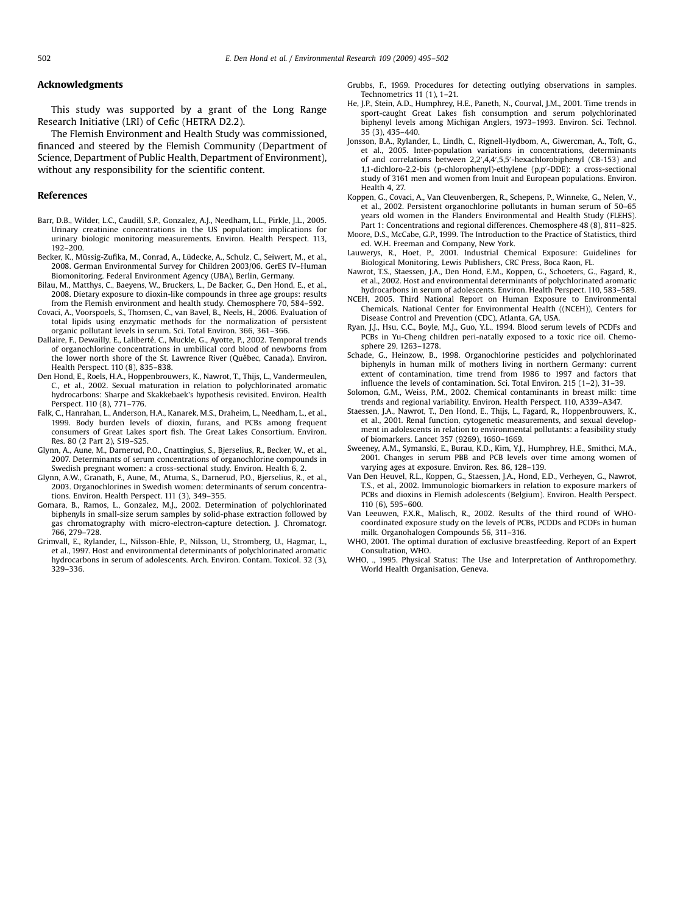## Acknowledgments

This study was supported by a grant of the Long Range Research Initiative (LRI) of Cefic (HETRA D2.2).

The Flemish Environment and Health Study was commissioned, financed and steered by the Flemish Community (Department of Science, Department of Public Health, Department of Environment), without any responsibility for the scientific content.

## References

Barr, D.B., Wilder, L.C., Caudill, S.P., Gonzalez, A.J., Needham, L.L., Pirkle, J.L., 2005. Urinary creatinine concentrations in the US population: implications for urinary biologic monitoring measurements. Environ. Health Perspect. 113, 192–200.

Becker, K., Müssig-Zufika, M., Conrad, A., Lüdecke, A., Schulz, C., Seiwert, M., et al., 2008. German Environmental Survey for Children 2003/06. GerES IV–Human Biomonitoring. Federal Environment Agency (UBA), Berlin, Germany.

Bilau, M., Matthys, C., Baeyens, W., Bruckers, L., De Backer, G., Den Hond, E., et al., 2008. Dietary exposure to dioxin-like compounds in three age groups: results from the Flemish environment and health study. Chemosphere 70, 584–592.

Covaci, A., Voorspoels, S., Thomsen, C., van Bavel, B., Neels, H., 2006. Evaluation of total lipids using enzymatic methods for the normalization of persistent organic pollutant levels in serum. Sci. Total Environ. 366, 361–366.

Dallaire, F., Dewailly, E., Laliberté, C., Muckle, G., Ayotte, P., 2002. Temporal trends of organochlorine concentrations in umbilical cord blood of newborns from the lower north shore of the St. Lawrence River (Québec, Canada). Environ. Health Perspect. 110 (8), 835–838.

Den Hond, E., Roels, H.A., Hoppenbrouwers, K., Nawrot, T., Thijs, L., Vandermeulen, C., et al., 2002. Sexual maturation in relation to polychlorinated aromatic hydrocarbons: Sharpe and Skakkebaek's hypothesis revisited. Environ. Health Perspect. 110 (8), 771–776.

Falk, C., Hanrahan, L., Anderson, H.A., Kanarek, M.S., Draheim, L., Needham, L., et al., 1999. Body burden levels of dioxin, furans, and PCBs among frequent consumers of Great Lakes sport fish. The Great Lakes Consortium. Environ. Res. 80 (2 Part 2), S19–S25.

Glynn, A., Aune, M., Darnerud, P.O., Cnattingius, S., Bjerselius, R., Becker, W., et al., 2007. Determinants of serum concentrations of organochlorine compounds in Swedish pregnant women: a cross-sectional study. Environ. Health 6, 2.

Glynn, A.W., Granath, F., Aune, M., Atuma, S., Darnerud, P.O., Bjerselius, R., et al., 2003. Organochlorines in Swedish women: determinants of serum concentrations. Environ. Health Perspect. 111 (3), 349–355.

Gomara, B., Ramos, L., Gonzalez, M.J., 2002. Determination of polychlorinated biphenyls in small-size serum samples by solid-phase extraction followed by gas chromatography with micro-electron-capture detection. J. Chromatogr. 766, 279–728.

Grimvall, E., Rylander, L., Nilsson-Ehle, P., Nilsson, U., Stromberg, U., Hagmar, L., et al., 1997. Host and environmental determinants of polychlorinated aromatic hydrocarbons in serum of adolescents. Arch. Environ. Contam. Toxicol. 32 (3), 329–336.

Grubbs, F., 1969. Procedures for detecting outlying observations in samples. Technometrics 11 (1), 1–21.

He, J.P., Stein, A.D., Humphrey, H.E., Paneth, N., Courval, J.M., 2001. Time trends in sport-caught Great Lakes fish consumption and serum polychlorinated biphenyl levels among Michigan Anglers, 1973–1993. Environ. Sci. Technol. 35 (3), 435–440.

Jonsson, B.A., Rylander, L., Lindh, C., Rignell-Hydbom, A., Giwercman, A., Toft, G., et al., 2005. Inter-population variations in concentrations, determinants of and correlations between 2,2′,4,4′,5,5′-hexachlorobiphenyl (CB-153) and 1,1-dichloro-2,2-bis (p-chlorophenyl)-ethylene (p,p′-DDE): a cross-sectional study of 3161 men and women from Inuit and European populations. Environ. Health 4, 27.

Koppen, G., Covaci, A., Van Cleuvenbergen, R., Schepens, P., Winneke, G., Nelen, V., et al., 2002. Persistent organochlorine pollutants in human serum of 50–65 years old women in the Flanders Environmental and Health Study (FLEHS). Part 1: Concentrations and regional differences. Chemosphere 48 (8), 811–825.

Moore, D.S., McCabe, G.P., 1999. The Introduction to the Practice of Statistics, third ed. W.H. Freeman and Company, New York.

Lauwerys, R., Hoet, P., 2001. Industrial Chemical Exposure: Guidelines for Biological Monitoring. Lewis Publishers, CRC Press, Boca Raon, FL.

Nawrot, T.S., Staessen, J.A., Den Hond, E.M., Koppen, G., Schoeters, G., Fagard, R., et al., 2002. Host and environmental determinants of polychlorinated aromatic hydrocarbons in serum of adolescents. Environ. Health Perspect. 110, 583–589.

NCEH, 2005. Third National Report on Human Exposure to Environmental Chemicals. National Center for Environmental Health ((NCEH)), Centers for Disease Control and Prevention (CDC), Atlanta, GA, USA.

Ryan, J.J., Hsu, C.C., Boyle, M.J., Guo, Y.L., 1994. Blood serum levels of PCDFs and PCBs in Yu-Cheng children peri-natally exposed to a toxic rice oil. Chemosphere 29, 1263–1278.

Schade, G., Heinzow, B., 1998. Organochlorine pesticides and polychlorinated biphenyls in human milk of mothers living in northern Germany: current extent of contamination, time trend from 1986 to 1997 and factors that influence the levels of contamination. Sci. Total Environ. 215 (1–2), 31–39.

Solomon, G.M., Weiss, P.M., 2002. Chemical contaminants in breast milk: time trends and regional variability. Environ. Health Perspect. 110, A339–A347.

Staessen, J.A., Nawrot, T., Den Hond, E., Thijs, L., Fagard, R., Hoppenbrouwers, K., et al., 2001. Renal function, cytogenetic measurements, and sexual development in adolescents in relation to environmental pollutants: a feasibility study of biomarkers. Lancet 357 (9269), 1660–1669.

Sweeney, A.M., Symanski, E., Burau, K.D., Kim, Y.J., Humphrey, H.E., Smithci, M.A., 2001. Changes in serum PBB and PCB levels over time among women of varying ages at exposure. Environ. Res. 86, 128–139.

Van Den Heuvel, R.L., Koppen, G., Staessen, J.A., Hond, E.D., Verheyen, G., Nawrot, T.S., et al., 2002. Immunologic biomarkers in relation to exposure markers of PCBs and dioxins in Flemish adolescents (Belgium). Environ. Health Perspect. 110 (6), 595–600.

Van Leeuwen, F.X.R., Malisch, R., 2002. Results of the third round of WHO-coordinated exposure study on the levels of PCBs, PCDDs and PCDFs in human milk. Organohalogen Compounds 56, 311–316.

WHO, 2001. The optimal duration of exclusive breastfeeding. Report of an Expert Consultation, WHO.

WHO, ., 1995. Physical Status: The Use and Interpretation of Anthropometry. World Health Organisation, Geneva.